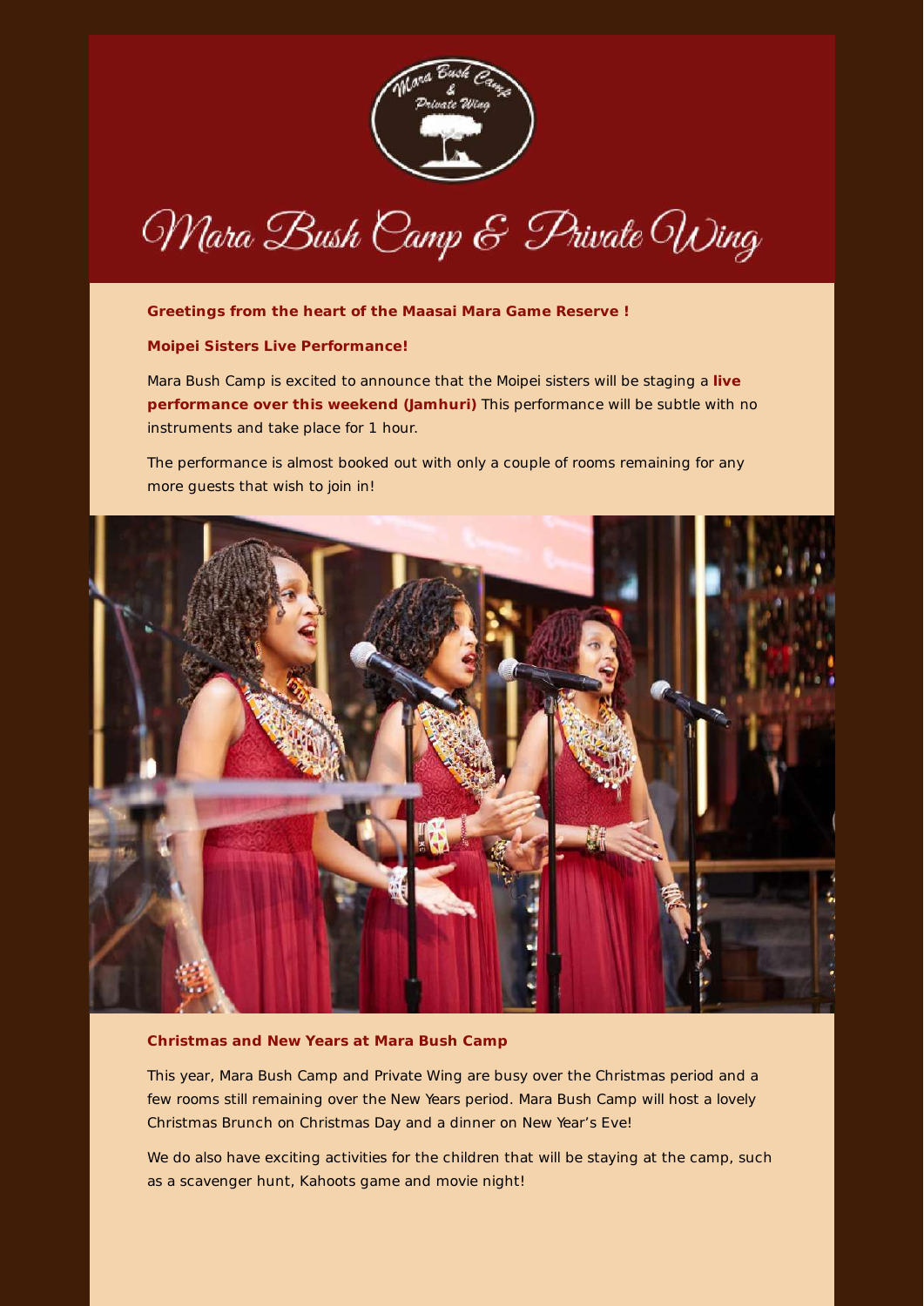# Mara Bush Camp & Private Wing

**Greetings from the heart of the Maasai Mara Game Reserve !**

**Moipei Sisters Live Performance!**

Mara Bush Camp is excited to announce that the Moipei sisters will be staging a **live performance over this weekend (Jamhuri)** This performance will be subtle with no instruments and take place for 1 hour.

The performance is almost booked out with only a couple of rooms remaining for any more guests that wish to join in!

**Christmas and New Years at Mara Bush Camp**

This year, Mara Bush Camp and Private Wing are busy over the Christmas period and a few rooms still remaining over the New Years period. Mara Bush Camp will host a lovely Christmas Brunch on Christmas Day and a dinner on New Year's Eve!

We do also have exciting activities for the children that will be staying at the camp, such as a scavenger hunt, Kahoots game and movie night!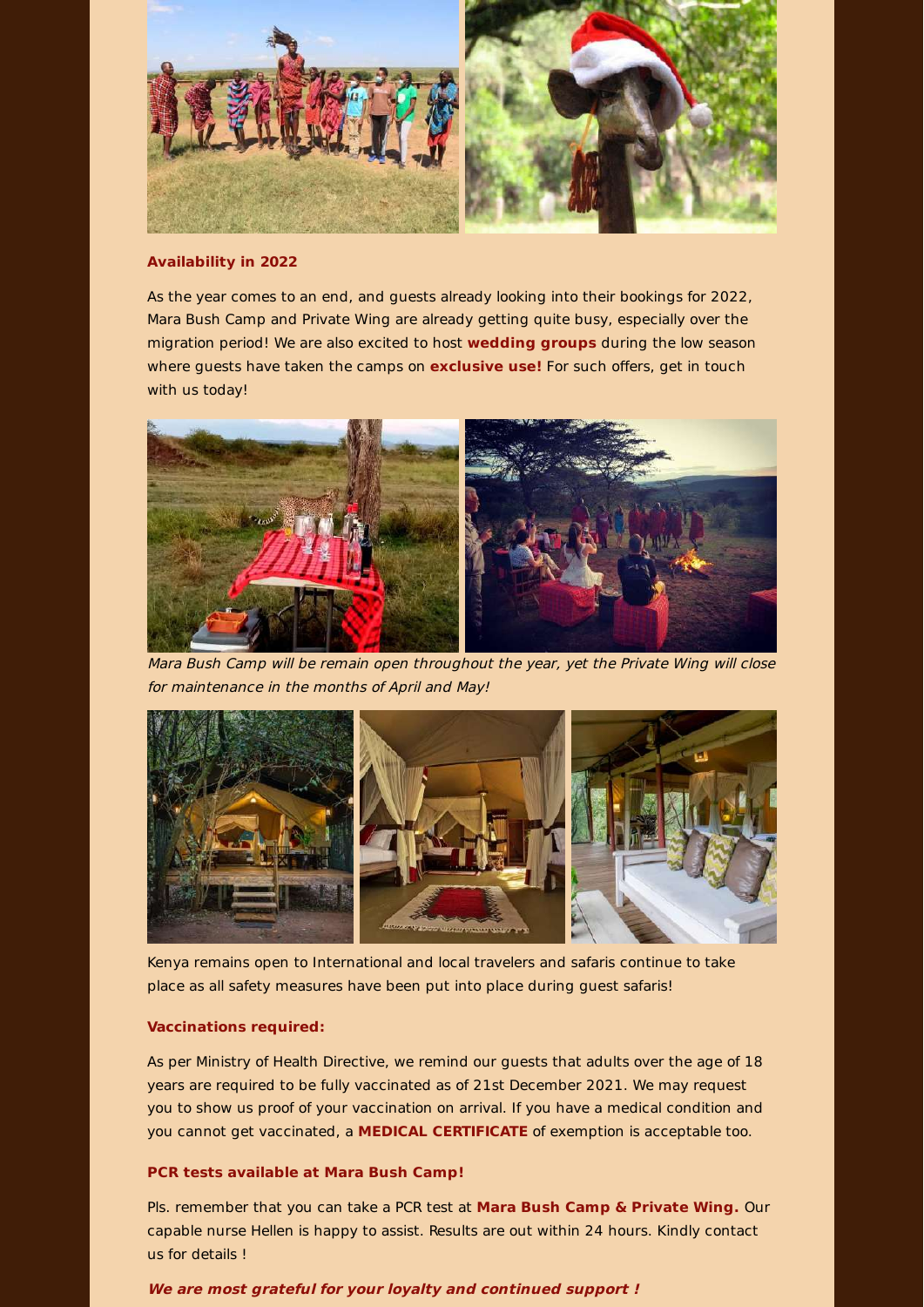### Availability in 2022

As the year comes to an end, and guests already looking into their bookings for 2022, Mara Bush Camp and Private Wing are already getting quite busy, especially over the migration period! We are also excited to host **wedding groups** during the low season where guests have taken the camps on **exclusive use!** For such offers, get in touch with us today!

*Mara Bush Camp will be remain open throughout the year, yet the Private Wing will close for maintenance in the months of April and May!*

Kenya remains open to International and local travelers and safaris continue to take place as all safety measures have been put into place during guest safaris!

### Vaccinations required:

As per Ministry of Health Directive, we remind our guests that adults over the age of 18 years are required to be fully vaccinated as of 21st December 2021. We may request you to show us proof of your vaccination on arrival. If you have a medical condition and you cannot get vaccinated, a **MEDICAL CERTIFICATE** of exemption is acceptable too.

### PCR tests available at Mara Bush Camp!

Pls. remember that you can take a PCR test at **Mara Bush Camp & Private Wing.** Our capable nurse Hellen is happy to assist. Results are out within 24 hours. Kindly contact us for details !

***We are most grateful for your loyalty and continued support !***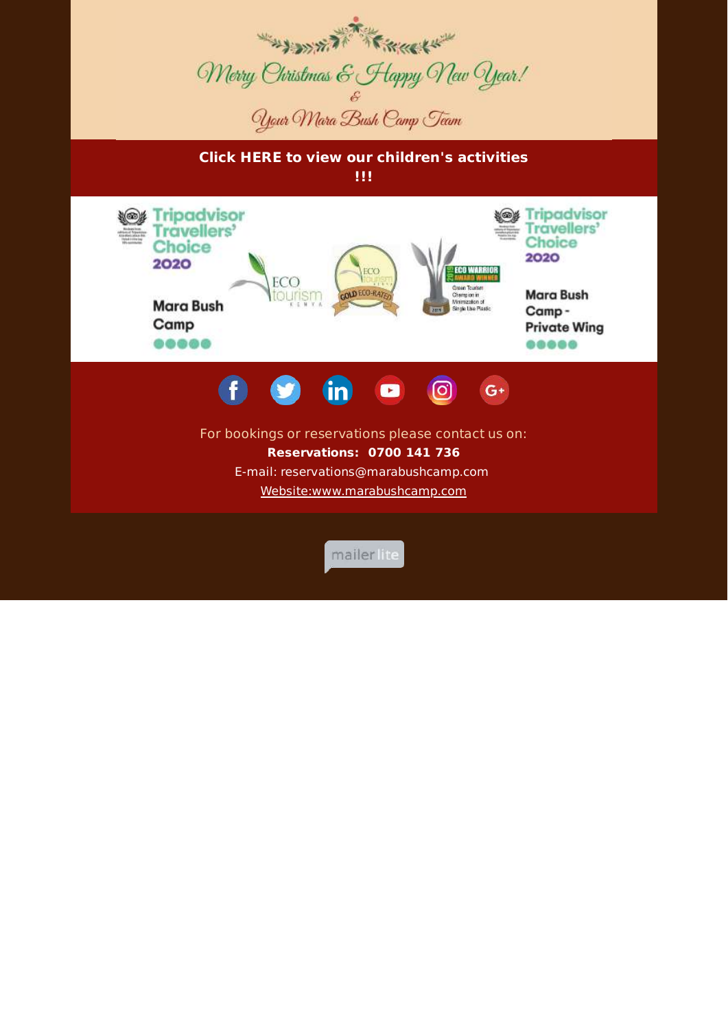Merry Christmas & Happy New Year!

&

Your Mara Bush Camp Team

**Click HERE to view our children's activities !!!**

Tripadvisor Travellers' Choice 2020

Mara Bush Camp

ECO tourism KENYA

ECO tourism KENYA GOLD ECO-RATED

2019 ECO WARRIOR AWARD WINNER

Green Tourism Champion in Minimization of Single Use Plastic

Tripadvisor Travellers' Choice 2020

Mara Bush Camp - Private Wing

For bookings or reservations please contact us on:

**Reservations: 0700 141 736**

E-mail: reservations@marabushcamp.com

Website:www.marabushcamp.com

mailerlite